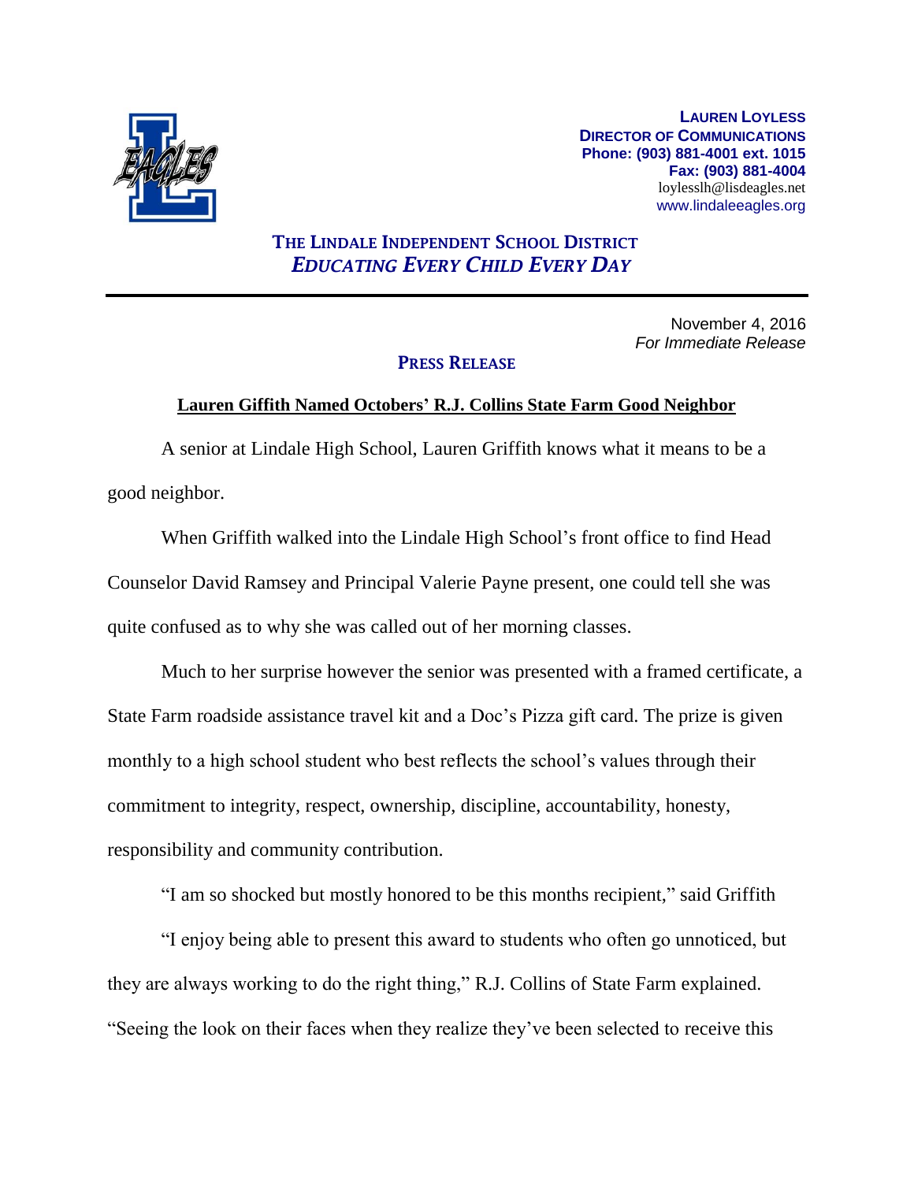**Lauren Loyless**
**Director of Communications**
**Phone: (903) 881-4001 ext. 1015**
**Fax: (903) 881-4004**
loylesslh@lisdeagles.net
www.lindaleeagles.org

## The Lindale Independent School District
### *Educating Every Child Every Day*

---

November 4, 2016
*For Immediate Release*

**Press Release**

**Lauren Giffith Named Octobers' R.J. Collins State Farm Good Neighbor**

A senior at Lindale High School, Lauren Griffith knows what it means to be a good neighbor.

When Griffith walked into the Lindale High School's front office to find Head Counselor David Ramsey and Principal Valerie Payne present, one could tell she was quite confused as to why she was called out of her morning classes.

Much to her surprise however the senior was presented with a framed certificate, a State Farm roadside assistance travel kit and a Doc's Pizza gift card. The prize is given monthly to a high school student who best reflects the school's values through their commitment to integrity, respect, ownership, discipline, accountability, honesty, responsibility and community contribution.

"I am so shocked but mostly honored to be this months recipient," said Griffith

"I enjoy being able to present this award to students who often go unnoticed, but they are always working to do the right thing," R.J. Collins of State Farm explained. "Seeing the look on their faces when they realize they've been selected to receive this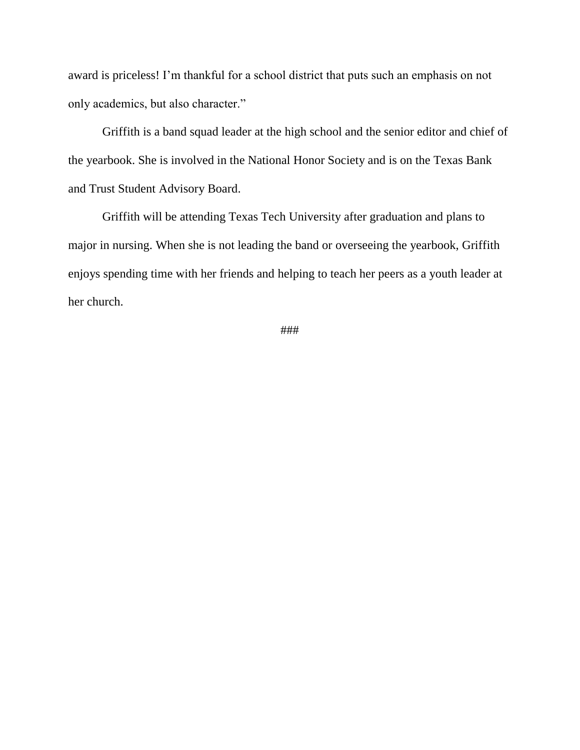award is priceless! I'm thankful for a school district that puts such an emphasis on not only academics, but also character."

Griffith is a band squad leader at the high school and the senior editor and chief of the yearbook. She is involved in the National Honor Society and is on the Texas Bank and Trust Student Advisory Board.

Griffith will be attending Texas Tech University after graduation and plans to major in nursing. When she is not leading the band or overseeing the yearbook, Griffith enjoys spending time with her friends and helping to teach her peers as a youth leader at her church.

###